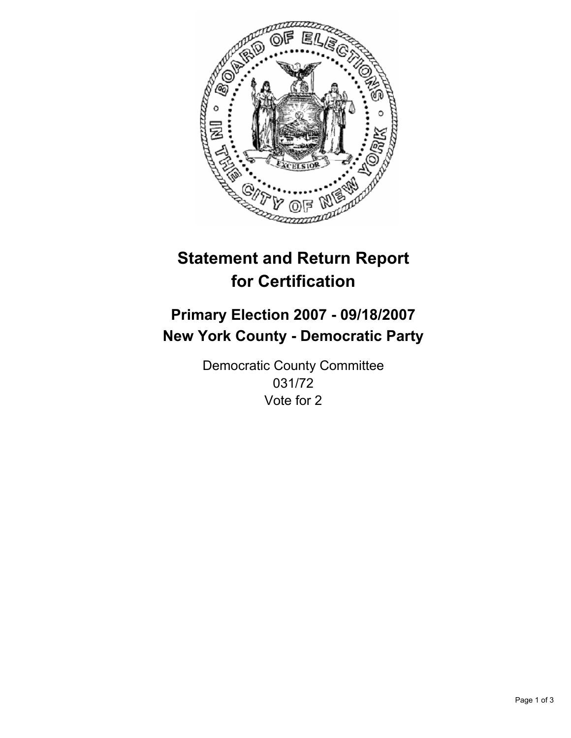# Statement and Return Report for Certification

## Primary Election 2007 - 09/18/2007
## New York County - Democratic Party

Democratic County Committee
031/72
Vote for 2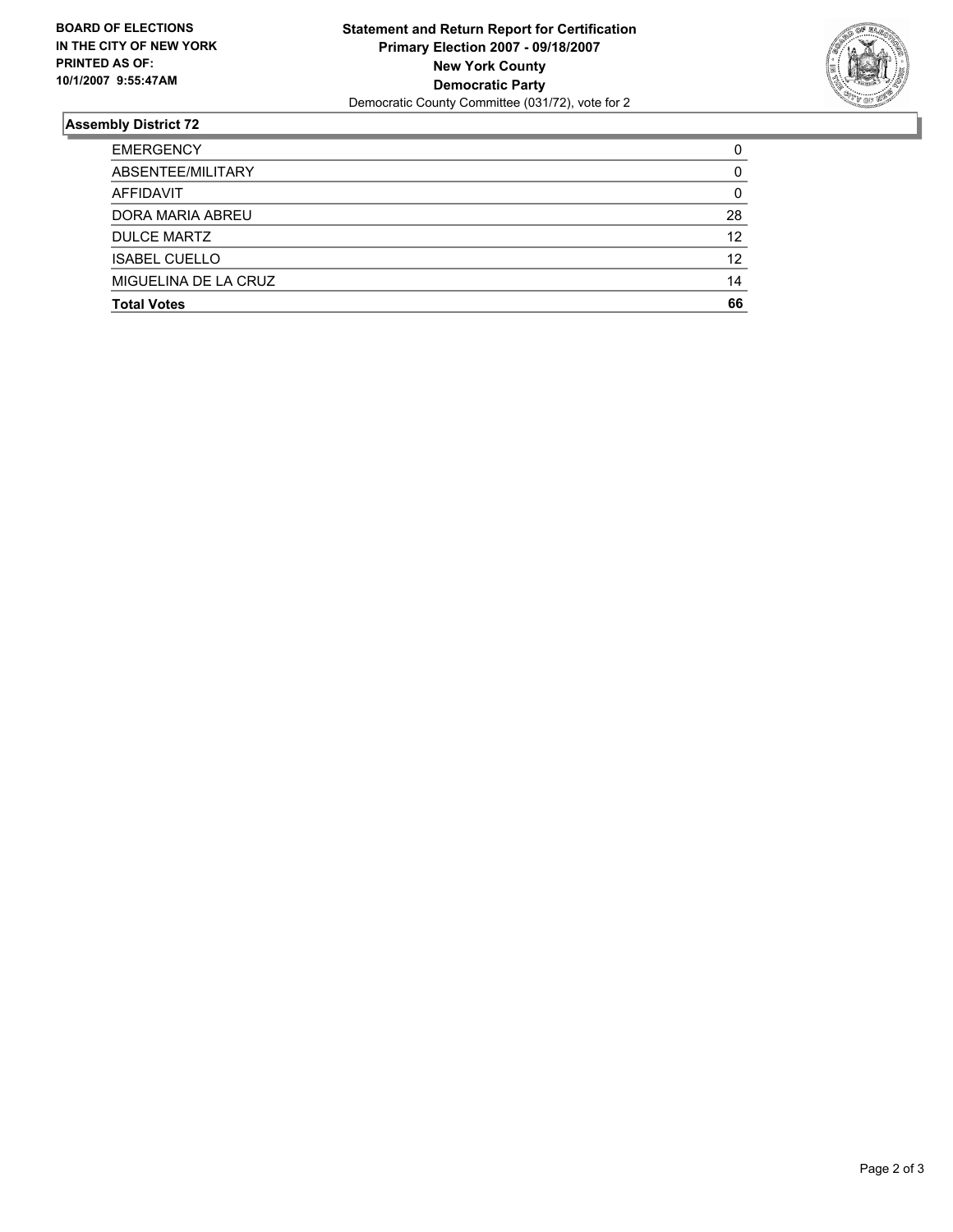**BOARD OF ELECTIONS IN THE CITY OF NEW YORK PRINTED AS OF: 10/1/2007 9:55:47AM**

**Statement and Return Report for Certification**
**Primary Election 2007 - 09/18/2007**
**New York County**
**Democratic Party**
Democratic County Committee (031/72), vote for 2

## Assembly District 72

| | |
|---|---|
| EMERGENCY | 0 |
| ABSENTEE/MILITARY | 0 |
| AFFIDAVIT | 0 |
| DORA MARIA ABREU | 28 |
| DULCE MARTZ | 12 |
| ISABEL CUELLO | 12 |
| MIGUELINA DE LA CRUZ | 14 |
| **Total Votes** | **66** |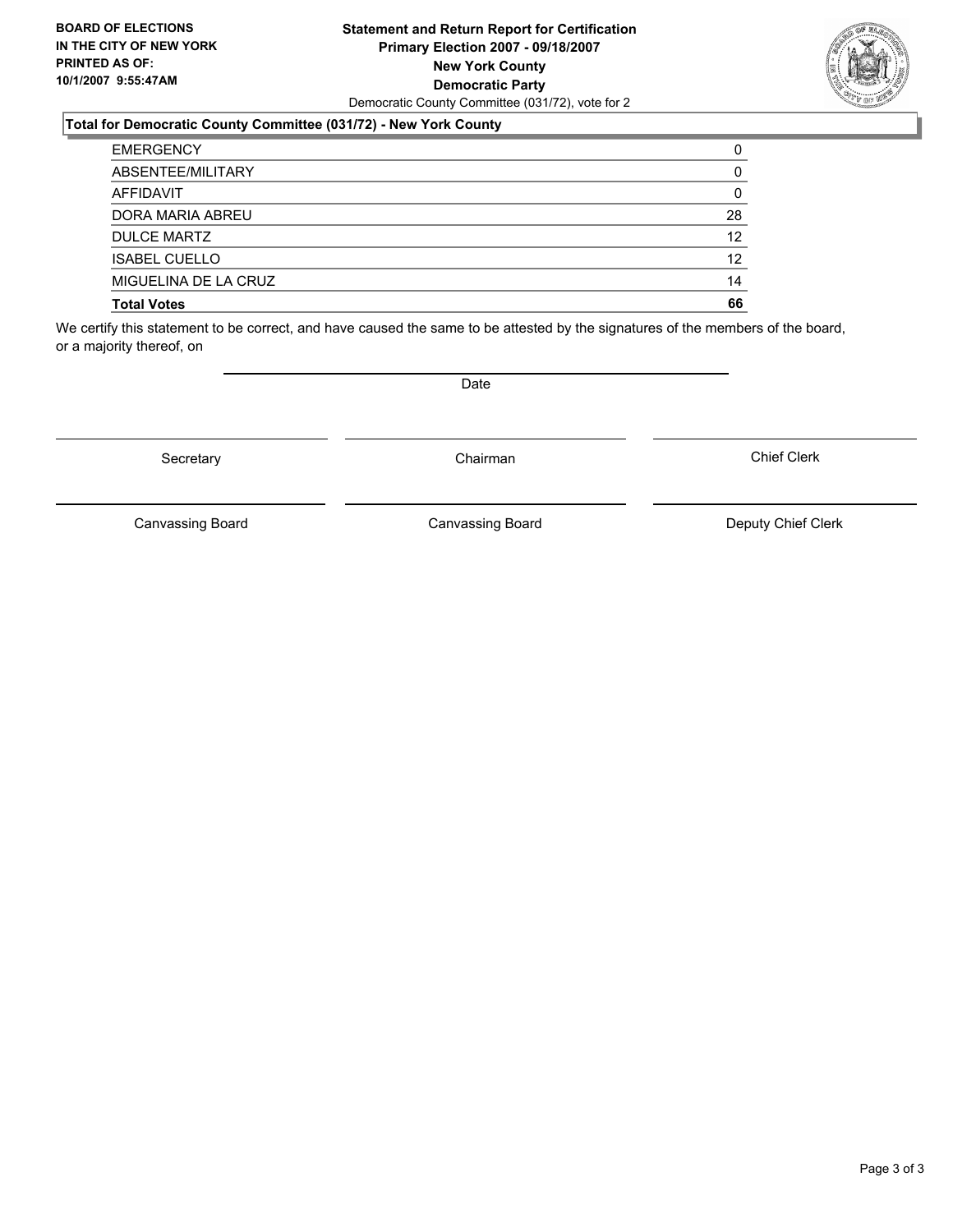**BOARD OF ELECTIONS IN THE CITY OF NEW YORK PRINTED AS OF: 10/1/2007 9:55:47AM**

**Statement and Return Report for Certification**
**Primary Election 2007 - 09/18/2007**
**New York County**
**Democratic Party**
Democratic County Committee (031/72), vote for 2

### Total for Democratic County Committee (031/72) - New York County

| | |
|---|---|
| EMERGENCY | 0 |
| ABSENTEE/MILITARY | 0 |
| AFFIDAVIT | 0 |
| DORA MARIA ABREU | 28 |
| DULCE MARTZ | 12 |
| ISABEL CUELLO | 12 |
| MIGUELINA DE LA CRUZ | 14 |
| **Total Votes** | **66** |

We certify this statement to be correct, and have caused the same to be attested by the signatures of the members of the board, or a majority thereof, on

Date

Secretary

Chairman

Chief Clerk

Canvassing Board

Canvassing Board

Deputy Chief Clerk